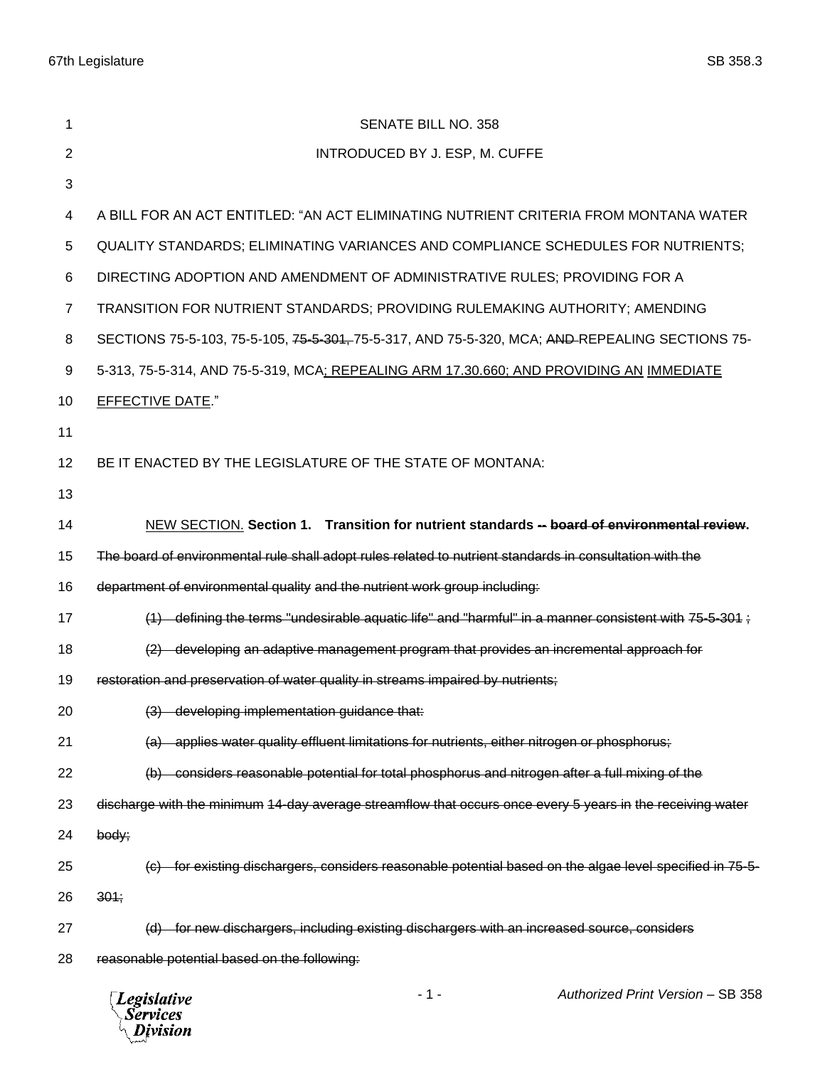SENATE BILL NO. 358

INTRODUCED BY J. ESP, M. CUFFE

A BILL FOR AN ACT ENTITLED: "AN ACT ELIMINATING NUTRIENT CRITERIA FROM MONTANA WATER QUALITY STANDARDS; ELIMINATING VARIANCES AND COMPLIANCE SCHEDULES FOR NUTRIENTS; DIRECTING ADOPTION AND AMENDMENT OF ADMINISTRATIVE RULES; PROVIDING FOR A TRANSITION FOR NUTRIENT STANDARDS; PROVIDING RULEMAKING AUTHORITY; AMENDING SECTIONS 75-5-103, 75-5-105, ~~75-5-301,~~ 75-5-317, AND 75-5-320, MCA; ~~AND~~ REPEALING SECTIONS 75-5-313, 75-5-314, AND 75-5-319, MCA<u>; REPEALING ARM 17.30.660; AND PROVIDING AN</u> <u>IMMEDIATE EFFECTIVE DATE</u>."

BE IT ENACTED BY THE LEGISLATURE OF THE STATE OF MONTANA:

<u>NEW SECTION.</u> **Section 1. Transition for nutrient standards ~~-- board of environmental review~~.** ~~The board of environmental rule shall adopt rules related to nutrient standards in consultation with the department of environmental quality and the nutrient work group including:~~

~~(1) defining the terms "undesirable aquatic life" and "harmful" in a manner consistent with 75-5-301 ;~~

~~(2) developing an adaptive management program that provides an incremental approach for restoration and preservation of water quality in streams impaired by nutrients;~~

~~(3) developing implementation guidance that:~~

~~(a) applies water quality effluent limitations for nutrients, either nitrogen or phosphorus;~~

~~(b) considers reasonable potential for total phosphorus and nitrogen after a full mixing of the discharge with the minimum 14-day average streamflow that occurs once every 5 years in the receiving water body;~~

~~(c) for existing dischargers, considers reasonable potential based on the algae level specified in 75-5-301;~~

~~(d) for new dischargers, including existing dischargers with an increased source, considers reasonable potential based on the following:~~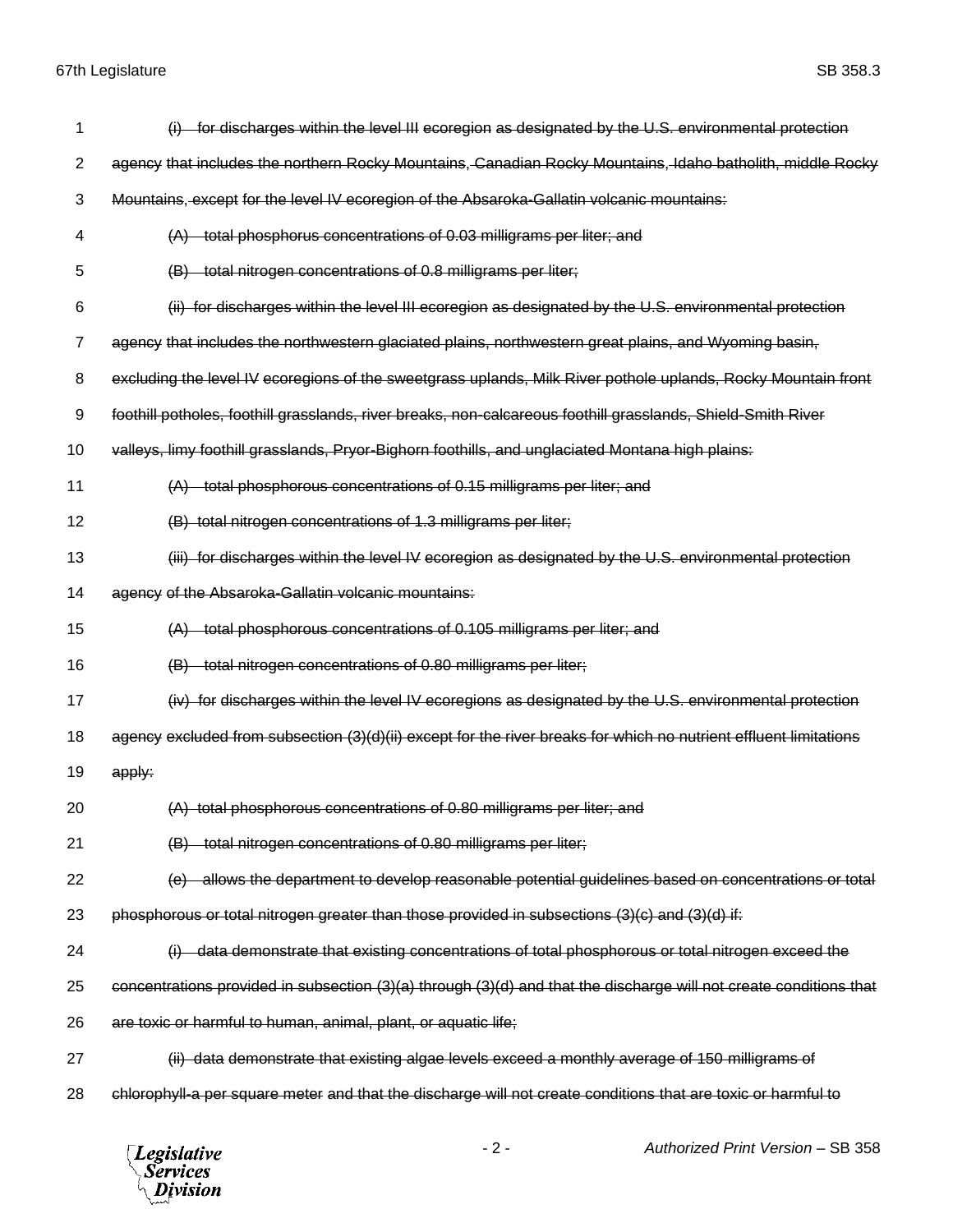(i) for discharges within the level III ecoregion as designated by the U.S. environmental protection agency that includes the northern Rocky Mountains, Canadian Rocky Mountains, Idaho batholith, middle Rocky Mountains, except for the level IV ecoregion of the Absaroka-Gallatin volcanic mountains:

(A) total phosphorus concentrations of 0.03 milligrams per liter; and

(B) total nitrogen concentrations of 0.8 milligrams per liter;

(ii) for discharges within the level III ecoregion as designated by the U.S. environmental protection agency that includes the northwestern glaciated plains, northwestern great plains, and Wyoming basin, excluding the level IV ecoregions of the sweetgrass uplands, Milk River pothole uplands, Rocky Mountain front foothill potholes, foothill grasslands, river breaks, non-calcareous foothill grasslands, Shield-Smith River valleys, limy foothill grasslands, Pryor-Bighorn foothills, and unglaciated Montana high plains:

(A) total phosphorous concentrations of 0.15 milligrams per liter; and

(B) total nitrogen concentrations of 1.3 milligrams per liter;

(iii) for discharges within the level IV ecoregion as designated by the U.S. environmental protection agency of the Absaroka-Gallatin volcanic mountains:

(A) total phosphorous concentrations of 0.105 milligrams per liter; and

(B) total nitrogen concentrations of 0.80 milligrams per liter;

(iv) for discharges within the level IV ecoregions as designated by the U.S. environmental protection agency excluded from subsection (3)(d)(ii) except for the river breaks for which no nutrient effluent limitations apply:

(A) total phosphorous concentrations of 0.80 milligrams per liter; and

(B) total nitrogen concentrations of 0.80 milligrams per liter;

(e) allows the department to develop reasonable potential guidelines based on concentrations or total phosphorous or total nitrogen greater than those provided in subsections (3)(c) and (3)(d) if:

(i) data demonstrate that existing concentrations of total phosphorous or total nitrogen exceed the concentrations provided in subsection (3)(a) through (3)(d) and that the discharge will not create conditions that are toxic or harmful to human, animal, plant, or aquatic life;

(ii) data demonstrate that existing algae levels exceed a monthly average of 150 milligrams of chlorophyll-a per square meter and that the discharge will not create conditions that are toxic or harmful to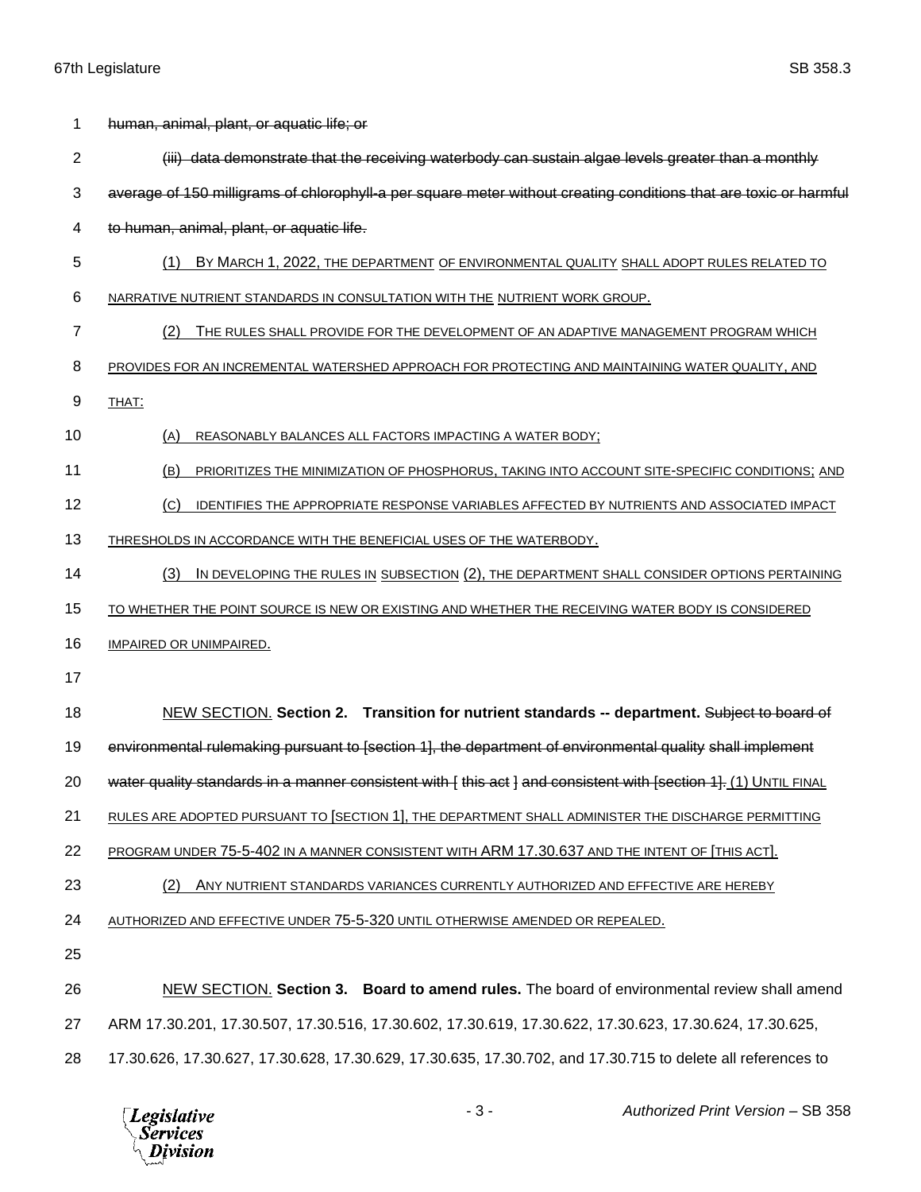human, animal, plant, or aquatic life; or

(iii) data demonstrate that the receiving waterbody can sustain algae levels greater than a monthly average of 150 milligrams of chlorophyll-a per square meter without creating conditions that are toxic or harmful to human, animal, plant, or aquatic life.

(1) BY MARCH 1, 2022, THE DEPARTMENT OF ENVIRONMENTAL QUALITY SHALL ADOPT RULES RELATED TO NARRATIVE NUTRIENT STANDARDS IN CONSULTATION WITH THE NUTRIENT WORK GROUP.

(2) THE RULES SHALL PROVIDE FOR THE DEVELOPMENT OF AN ADAPTIVE MANAGEMENT PROGRAM WHICH PROVIDES FOR AN INCREMENTAL WATERSHED APPROACH FOR PROTECTING AND MAINTAINING WATER QUALITY, AND THAT:

(A) REASONABLY BALANCES ALL FACTORS IMPACTING A WATER BODY;

(B) PRIORITIZES THE MINIMIZATION OF PHOSPHORUS, TAKING INTO ACCOUNT SITE-SPECIFIC CONDITIONS; AND

(C) IDENTIFIES THE APPROPRIATE RESPONSE VARIABLES AFFECTED BY NUTRIENTS AND ASSOCIATED IMPACT THRESHOLDS IN ACCORDANCE WITH THE BENEFICIAL USES OF THE WATERBODY.

(3) IN DEVELOPING THE RULES IN SUBSECTION (2), THE DEPARTMENT SHALL CONSIDER OPTIONS PERTAINING TO WHETHER THE POINT SOURCE IS NEW OR EXISTING AND WHETHER THE RECEIVING WATER BODY IS CONSIDERED IMPAIRED OR UNIMPAIRED.

NEW SECTION. **Section 2. Transition for nutrient standards -- department.** Subject to board of environmental rulemaking pursuant to [section 1], the department of environmental quality shall implement water quality standards in a manner consistent with [ this act ] and consistent with [section 1]. (1) UNTIL FINAL RULES ARE ADOPTED PURSUANT TO [SECTION 1], THE DEPARTMENT SHALL ADMINISTER THE DISCHARGE PERMITTING PROGRAM UNDER 75-5-402 IN A MANNER CONSISTENT WITH ARM 17.30.637 AND THE INTENT OF [THIS ACT].

(2) ANY NUTRIENT STANDARDS VARIANCES CURRENTLY AUTHORIZED AND EFFECTIVE ARE HEREBY AUTHORIZED AND EFFECTIVE UNDER 75-5-320 UNTIL OTHERWISE AMENDED OR REPEALED.

NEW SECTION. **Section 3. Board to amend rules.** The board of environmental review shall amend ARM 17.30.201, 17.30.507, 17.30.516, 17.30.602, 17.30.619, 17.30.622, 17.30.623, 17.30.624, 17.30.625, 17.30.626, 17.30.627, 17.30.628, 17.30.629, 17.30.635, 17.30.702, and 17.30.715 to delete all references to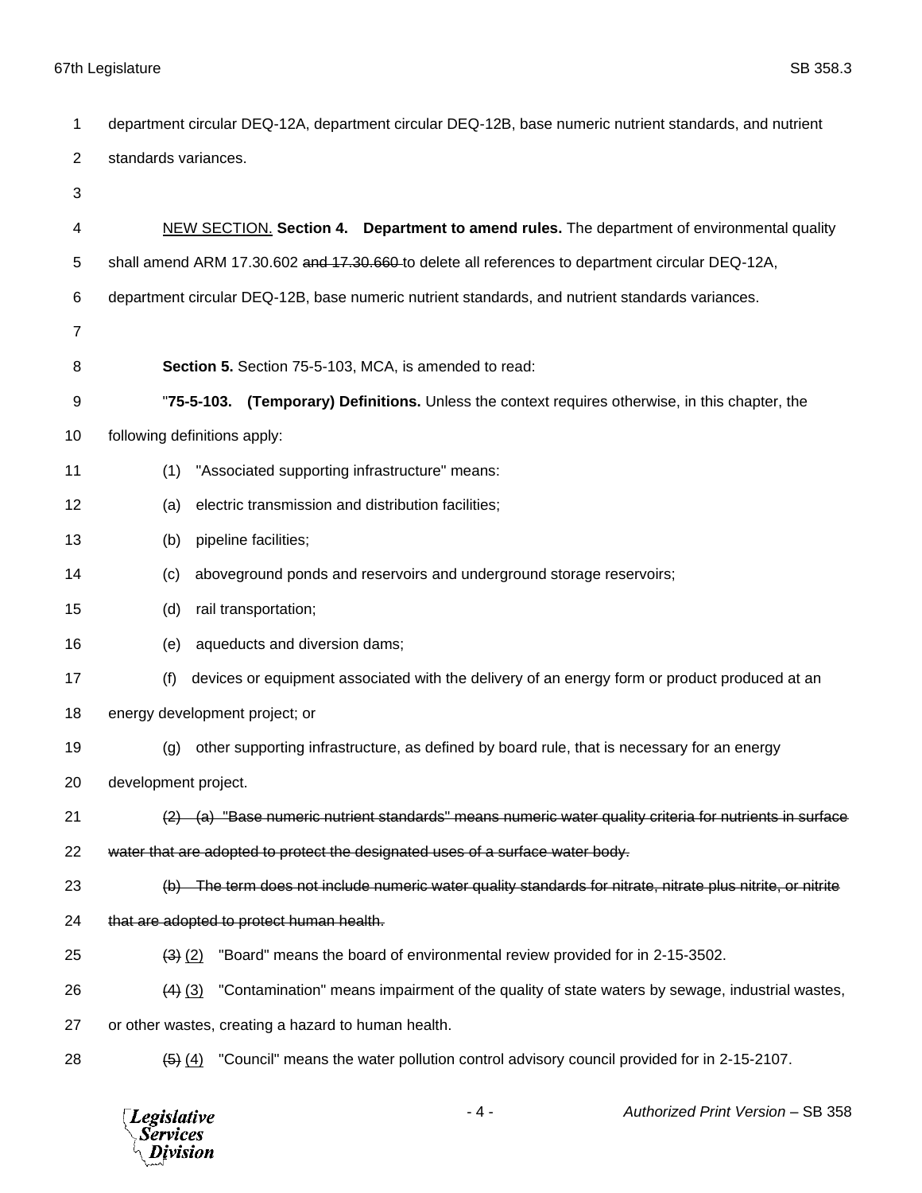department circular DEQ-12A, department circular DEQ-12B, base numeric nutrient standards, and nutrient standards variances.

NEW SECTION. **Section 4. Department to amend rules.** The department of environmental quality shall amend ARM 17.30.602 ~~and 17.30.660~~ to delete all references to department circular DEQ-12A, department circular DEQ-12B, base numeric nutrient standards, and nutrient standards variances.

**Section 5.** Section 75-5-103, MCA, is amended to read:

"**75-5-103. (Temporary) Definitions.** Unless the context requires otherwise, in this chapter, the following definitions apply:

(1) "Associated supporting infrastructure" means:

(a) electric transmission and distribution facilities;

(b) pipeline facilities;

(c) aboveground ponds and reservoirs and underground storage reservoirs;

(d) rail transportation;

(e) aqueducts and diversion dams;

(f) devices or equipment associated with the delivery of an energy form or product produced at an energy development project; or

(g) other supporting infrastructure, as defined by board rule, that is necessary for an energy development project.

~~(2) (a) "Base numeric nutrient standards" means numeric water quality criteria for nutrients in surface water that are adopted to protect the designated uses of a surface water body.~~

~~(b) The term does not include numeric water quality standards for nitrate, nitrate plus nitrite, or nitrite that are adopted to protect human health.~~

~~(3)~~ (2) "Board" means the board of environmental review provided for in 2-15-3502.

~~(4)~~ (3) "Contamination" means impairment of the quality of state waters by sewage, industrial wastes, or other wastes, creating a hazard to human health.

~~(5)~~ (4) "Council" means the water pollution control advisory council provided for in 2-15-2107.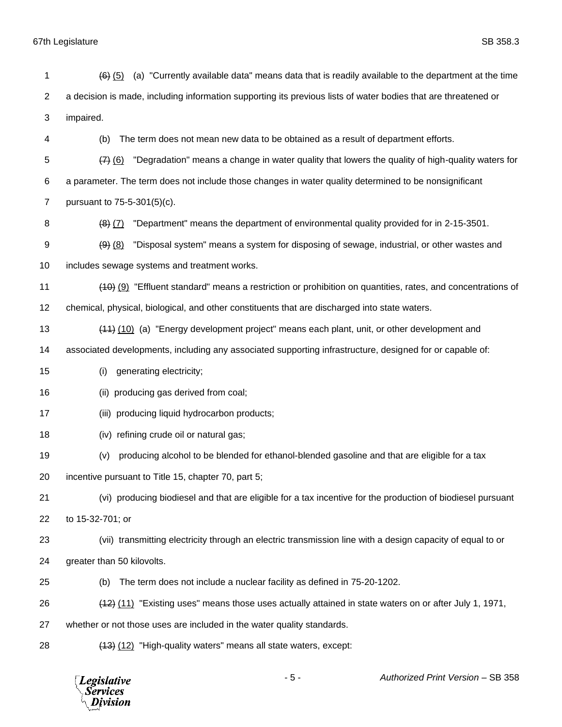~~(6)~~ (5) (a) "Currently available data" means data that is readily available to the department at the time a decision is made, including information supporting its previous lists of water bodies that are threatened or impaired.

(b) The term does not mean new data to be obtained as a result of department efforts.

~~(7)~~ (6) "Degradation" means a change in water quality that lowers the quality of high-quality waters for a parameter. The term does not include those changes in water quality determined to be nonsignificant pursuant to 75-5-301(5)(c).

~~(8)~~ (7) "Department" means the department of environmental quality provided for in 2-15-3501.

~~(9)~~ (8) "Disposal system" means a system for disposing of sewage, industrial, or other wastes and includes sewage systems and treatment works.

~~(10)~~ (9) "Effluent standard" means a restriction or prohibition on quantities, rates, and concentrations of chemical, physical, biological, and other constituents that are discharged into state waters.

~~(11)~~ (10) (a) "Energy development project" means each plant, unit, or other development and associated developments, including any associated supporting infrastructure, designed for or capable of:

(i) generating electricity;

(ii) producing gas derived from coal;

(iii) producing liquid hydrocarbon products;

(iv) refining crude oil or natural gas;

(v) producing alcohol to be blended for ethanol-blended gasoline and that are eligible for a tax incentive pursuant to Title 15, chapter 70, part 5;

(vi) producing biodiesel and that are eligible for a tax incentive for the production of biodiesel pursuant to 15-32-701; or

(vii) transmitting electricity through an electric transmission line with a design capacity of equal to or greater than 50 kilovolts.

(b) The term does not include a nuclear facility as defined in 75-20-1202.

~~(12)~~ (11) "Existing uses" means those uses actually attained in state waters on or after July 1, 1971, whether or not those uses are included in the water quality standards.

~~(13)~~ (12) "High-quality waters" means all state waters, except: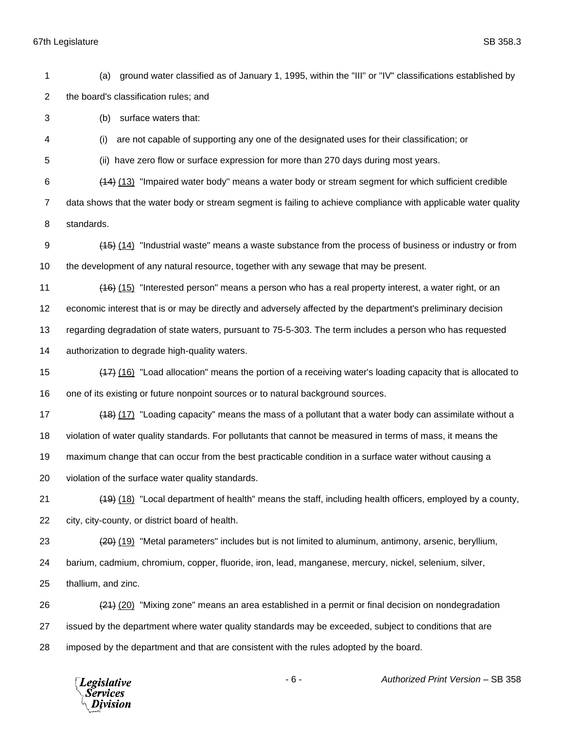(a) ground water classified as of January 1, 1995, within the "III" or "IV" classifications established by the board's classification rules; and

(b) surface waters that:

(i) are not capable of supporting any one of the designated uses for their classification; or

(ii) have zero flow or surface expression for more than 270 days during most years.

~~(14)~~ (13) "Impaired water body" means a water body or stream segment for which sufficient credible data shows that the water body or stream segment is failing to achieve compliance with applicable water quality standards.

~~(15)~~ (14) "Industrial waste" means a waste substance from the process of business or industry or from the development of any natural resource, together with any sewage that may be present.

~~(16)~~ (15) "Interested person" means a person who has a real property interest, a water right, or an economic interest that is or may be directly and adversely affected by the department's preliminary decision regarding degradation of state waters, pursuant to 75-5-303. The term includes a person who has requested authorization to degrade high-quality waters.

~~(17)~~ (16) "Load allocation" means the portion of a receiving water's loading capacity that is allocated to one of its existing or future nonpoint sources or to natural background sources.

~~(18)~~ (17) "Loading capacity" means the mass of a pollutant that a water body can assimilate without a violation of water quality standards. For pollutants that cannot be measured in terms of mass, it means the maximum change that can occur from the best practicable condition in a surface water without causing a violation of the surface water quality standards.

~~(19)~~ (18) "Local department of health" means the staff, including health officers, employed by a county, city, city-county, or district board of health.

~~(20)~~ (19) "Metal parameters" includes but is not limited to aluminum, antimony, arsenic, beryllium, barium, cadmium, chromium, copper, fluoride, iron, lead, manganese, mercury, nickel, selenium, silver, thallium, and zinc.

~~(21)~~ (20) "Mixing zone" means an area established in a permit or final decision on nondegradation issued by the department where water quality standards may be exceeded, subject to conditions that are imposed by the department and that are consistent with the rules adopted by the board.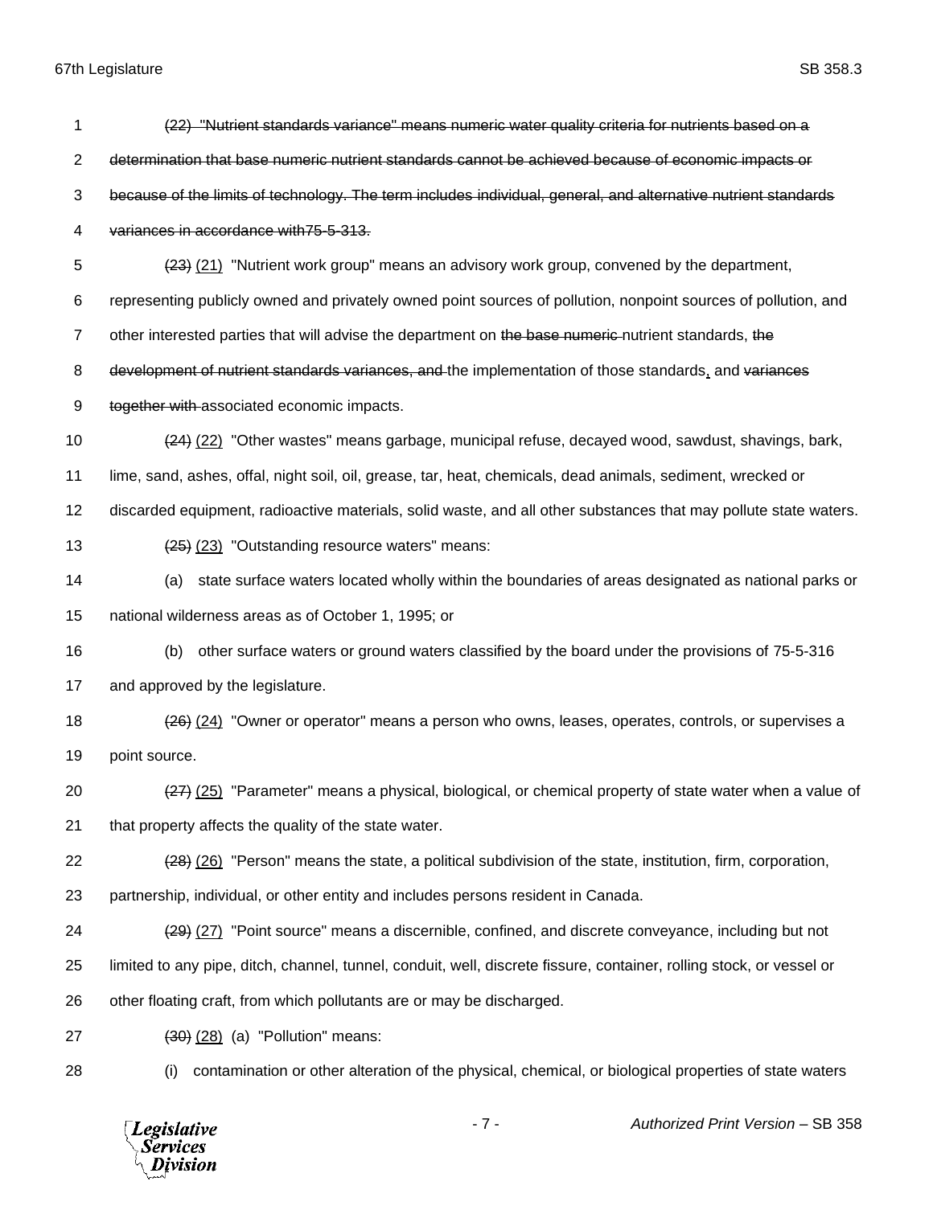~~(22) "Nutrient standards variance" means numeric water quality criteria for nutrients based on a determination that base numeric nutrient standards cannot be achieved because of economic impacts or because of the limits of technology. The term includes individual, general, and alternative nutrient standards variances in accordance with75-5-313.~~

~~(23)~~ <u>(21)</u> "Nutrient work group" means an advisory work group, convened by the department, representing publicly owned and privately owned point sources of pollution, nonpoint sources of pollution, and other interested parties that will advise the department on ~~the base numeric~~ nutrient standards, ~~the development of nutrient standards variances, and~~ the implementation of those standards<u>,</u> and ~~variances together with~~ associated economic impacts.

~~(24)~~ <u>(22)</u> "Other wastes" means garbage, municipal refuse, decayed wood, sawdust, shavings, bark, lime, sand, ashes, offal, night soil, oil, grease, tar, heat, chemicals, dead animals, sediment, wrecked or discarded equipment, radioactive materials, solid waste, and all other substances that may pollute state waters.

~~(25)~~ <u>(23)</u> "Outstanding resource waters" means:

(a) state surface waters located wholly within the boundaries of areas designated as national parks or national wilderness areas as of October 1, 1995; or

(b) other surface waters or ground waters classified by the board under the provisions of 75-5-316 and approved by the legislature.

~~(26)~~ <u>(24)</u> "Owner or operator" means a person who owns, leases, operates, controls, or supervises a point source.

~~(27)~~ <u>(25)</u> "Parameter" means a physical, biological, or chemical property of state water when a value of that property affects the quality of the state water.

~~(28)~~ <u>(26)</u> "Person" means the state, a political subdivision of the state, institution, firm, corporation, partnership, individual, or other entity and includes persons resident in Canada.

~~(29)~~ <u>(27)</u> "Point source" means a discernible, confined, and discrete conveyance, including but not limited to any pipe, ditch, channel, tunnel, conduit, well, discrete fissure, container, rolling stock, or vessel or other floating craft, from which pollutants are or may be discharged.

~~(30)~~ <u>(28)</u> (a) "Pollution" means:

(i) contamination or other alteration of the physical, chemical, or biological properties of state waters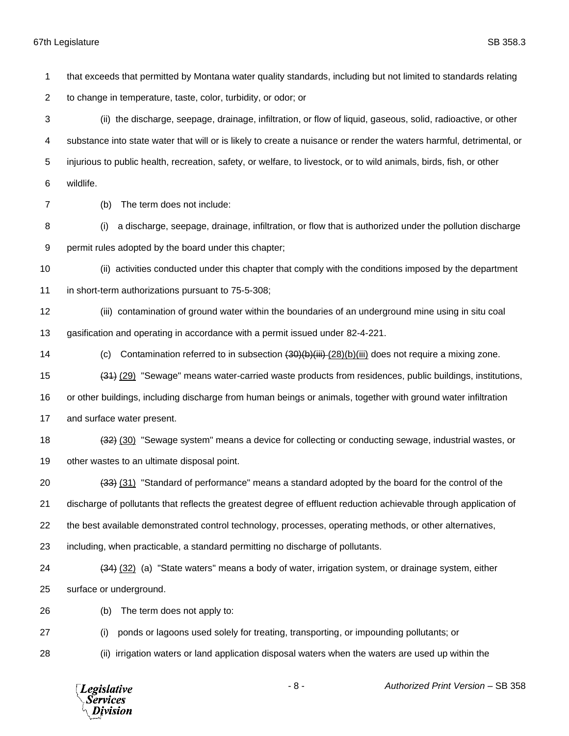that exceeds that permitted by Montana water quality standards, including but not limited to standards relating to change in temperature, taste, color, turbidity, or odor; or

(ii) the discharge, seepage, drainage, infiltration, or flow of liquid, gaseous, solid, radioactive, or other substance into state water that will or is likely to create a nuisance or render the waters harmful, detrimental, or injurious to public health, recreation, safety, or welfare, to livestock, or to wild animals, birds, fish, or other wildlife.

(b) The term does not include:

(i) a discharge, seepage, drainage, infiltration, or flow that is authorized under the pollution discharge permit rules adopted by the board under this chapter;

(ii) activities conducted under this chapter that comply with the conditions imposed by the department in short-term authorizations pursuant to 75-5-308;

(iii) contamination of ground water within the boundaries of an underground mine using in situ coal gasification and operating in accordance with a permit issued under 82-4-221.

(c) Contamination referred to in subsection ~~(30)(b)(iii)~~ (28)(b)(iii) does not require a mixing zone.

~~(31)~~ (29) "Sewage" means water-carried waste products from residences, public buildings, institutions, or other buildings, including discharge from human beings or animals, together with ground water infiltration and surface water present.

~~(32)~~ (30) "Sewage system" means a device for collecting or conducting sewage, industrial wastes, or other wastes to an ultimate disposal point.

~~(33)~~ (31) "Standard of performance" means a standard adopted by the board for the control of the discharge of pollutants that reflects the greatest degree of effluent reduction achievable through application of the best available demonstrated control technology, processes, operating methods, or other alternatives, including, when practicable, a standard permitting no discharge of pollutants.

~~(34)~~ (32) (a) "State waters" means a body of water, irrigation system, or drainage system, either surface or underground.

(b) The term does not apply to:

(i) ponds or lagoons used solely for treating, transporting, or impounding pollutants; or

(ii) irrigation waters or land application disposal waters when the waters are used up within the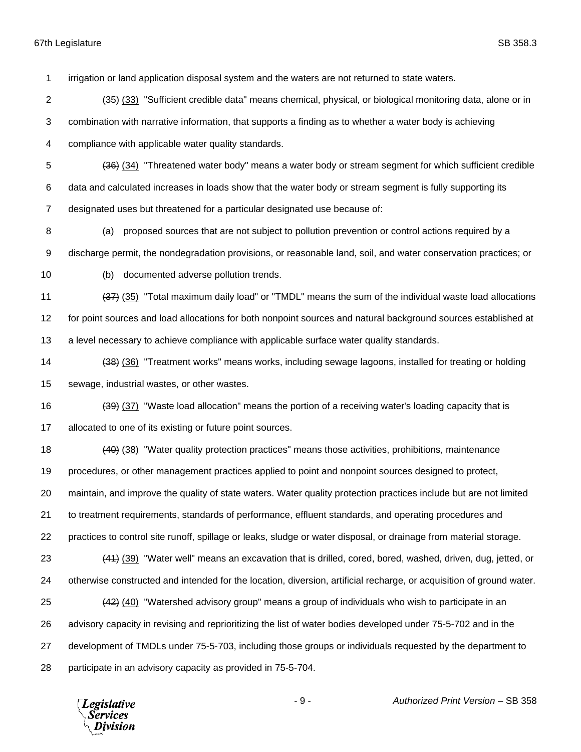irrigation or land application disposal system and the waters are not returned to state waters.

~~(35)~~ (33) "Sufficient credible data" means chemical, physical, or biological monitoring data, alone or in combination with narrative information, that supports a finding as to whether a water body is achieving compliance with applicable water quality standards.

~~(36)~~ (34) "Threatened water body" means a water body or stream segment for which sufficient credible data and calculated increases in loads show that the water body or stream segment is fully supporting its designated uses but threatened for a particular designated use because of:

(a) proposed sources that are not subject to pollution prevention or control actions required by a discharge permit, the nondegradation provisions, or reasonable land, soil, and water conservation practices; or

(b) documented adverse pollution trends.

~~(37)~~ (35) "Total maximum daily load" or "TMDL" means the sum of the individual waste load allocations for point sources and load allocations for both nonpoint sources and natural background sources established at a level necessary to achieve compliance with applicable surface water quality standards.

~~(38)~~ (36) "Treatment works" means works, including sewage lagoons, installed for treating or holding sewage, industrial wastes, or other wastes.

~~(39)~~ (37) "Waste load allocation" means the portion of a receiving water's loading capacity that is allocated to one of its existing or future point sources.

~~(40)~~ (38) "Water quality protection practices" means those activities, prohibitions, maintenance procedures, or other management practices applied to point and nonpoint sources designed to protect, maintain, and improve the quality of state waters. Water quality protection practices include but are not limited to treatment requirements, standards of performance, effluent standards, and operating procedures and practices to control site runoff, spillage or leaks, sludge or water disposal, or drainage from material storage.

~~(41)~~ (39) "Water well" means an excavation that is drilled, cored, bored, washed, driven, dug, jetted, or otherwise constructed and intended for the location, diversion, artificial recharge, or acquisition of ground water.

~~(42)~~ (40) "Watershed advisory group" means a group of individuals who wish to participate in an advisory capacity in revising and reprioritizing the list of water bodies developed under 75-5-702 and in the development of TMDLs under 75-5-703, including those groups or individuals requested by the department to participate in an advisory capacity as provided in 75-5-704.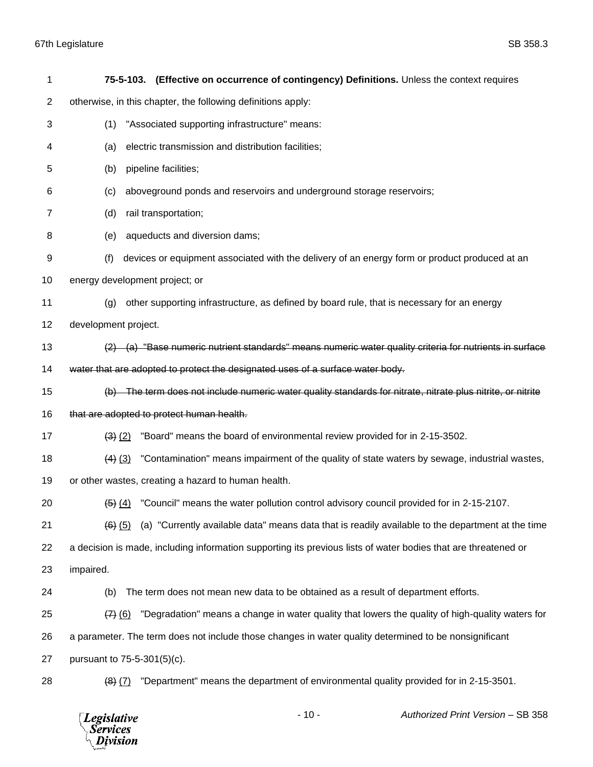**75-5-103. (Effective on occurrence of contingency) Definitions.** Unless the context requires otherwise, in this chapter, the following definitions apply:

(1) "Associated supporting infrastructure" means:

(a) electric transmission and distribution facilities;

(b) pipeline facilities;

(c) aboveground ponds and reservoirs and underground storage reservoirs;

(d) rail transportation;

(e) aqueducts and diversion dams;

(f) devices or equipment associated with the delivery of an energy form or product produced at an energy development project; or

(g) other supporting infrastructure, as defined by board rule, that is necessary for an energy development project.

~~(2) (a) "Base numeric nutrient standards" means numeric water quality criteria for nutrients in surface water that are adopted to protect the designated uses of a surface water body.~~

~~(b) The term does not include numeric water quality standards for nitrate, nitrate plus nitrite, or nitrite that are adopted to protect human health.~~

~~(3)~~ <u>(2)</u> "Board" means the board of environmental review provided for in 2-15-3502.

~~(4)~~ <u>(3)</u> "Contamination" means impairment of the quality of state waters by sewage, industrial wastes, or other wastes, creating a hazard to human health.

~~(5)~~ <u>(4)</u> "Council" means the water pollution control advisory council provided for in 2-15-2107.

~~(6)~~ <u>(5)</u> (a) "Currently available data" means data that is readily available to the department at the time a decision is made, including information supporting its previous lists of water bodies that are threatened or impaired.

(b) The term does not mean new data to be obtained as a result of department efforts.

~~(7)~~ <u>(6)</u> "Degradation" means a change in water quality that lowers the quality of high-quality waters for a parameter. The term does not include those changes in water quality determined to be nonsignificant pursuant to 75-5-301(5)(c).

~~(8)~~ <u>(7)</u> "Department" means the department of environmental quality provided for in 2-15-3501.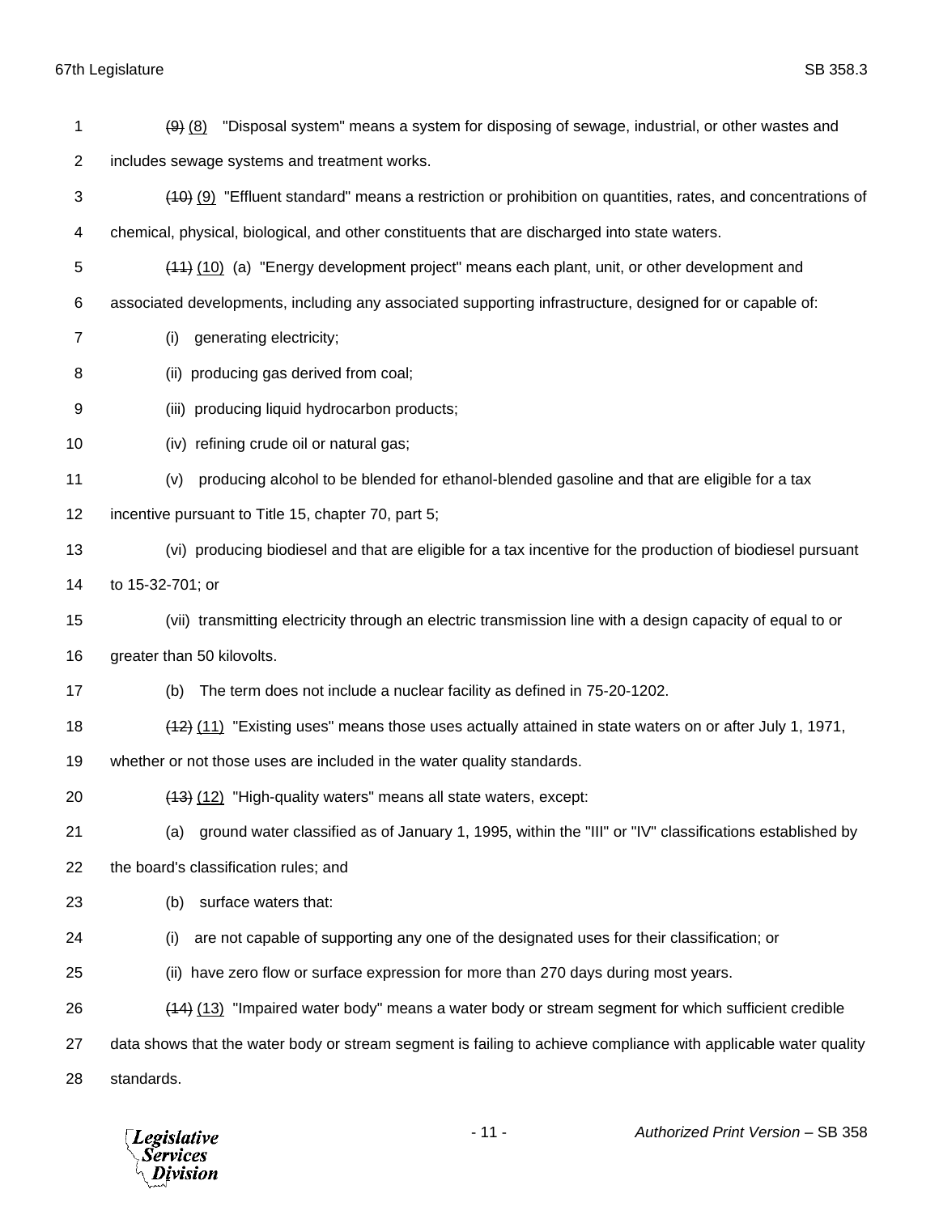~~(9)~~ (8) "Disposal system" means a system for disposing of sewage, industrial, or other wastes and includes sewage systems and treatment works.

~~(10)~~ (9) "Effluent standard" means a restriction or prohibition on quantities, rates, and concentrations of chemical, physical, biological, and other constituents that are discharged into state waters.

~~(11)~~ (10) (a) "Energy development project" means each plant, unit, or other development and associated developments, including any associated supporting infrastructure, designed for or capable of:

(i) generating electricity;

(ii) producing gas derived from coal;

(iii) producing liquid hydrocarbon products;

(iv) refining crude oil or natural gas;

(v) producing alcohol to be blended for ethanol-blended gasoline and that are eligible for a tax incentive pursuant to Title 15, chapter 70, part 5;

(vi) producing biodiesel and that are eligible for a tax incentive for the production of biodiesel pursuant to 15-32-701; or

(vii) transmitting electricity through an electric transmission line with a design capacity of equal to or greater than 50 kilovolts.

(b) The term does not include a nuclear facility as defined in 75-20-1202.

~~(12)~~ (11) "Existing uses" means those uses actually attained in state waters on or after July 1, 1971, whether or not those uses are included in the water quality standards.

~~(13)~~ (12) "High-quality waters" means all state waters, except:

(a) ground water classified as of January 1, 1995, within the "III" or "IV" classifications established by the board's classification rules; and

(b) surface waters that:

(i) are not capable of supporting any one of the designated uses for their classification; or

(ii) have zero flow or surface expression for more than 270 days during most years.

~~(14)~~ (13) "Impaired water body" means a water body or stream segment for which sufficient credible data shows that the water body or stream segment is failing to achieve compliance with applicable water quality standards.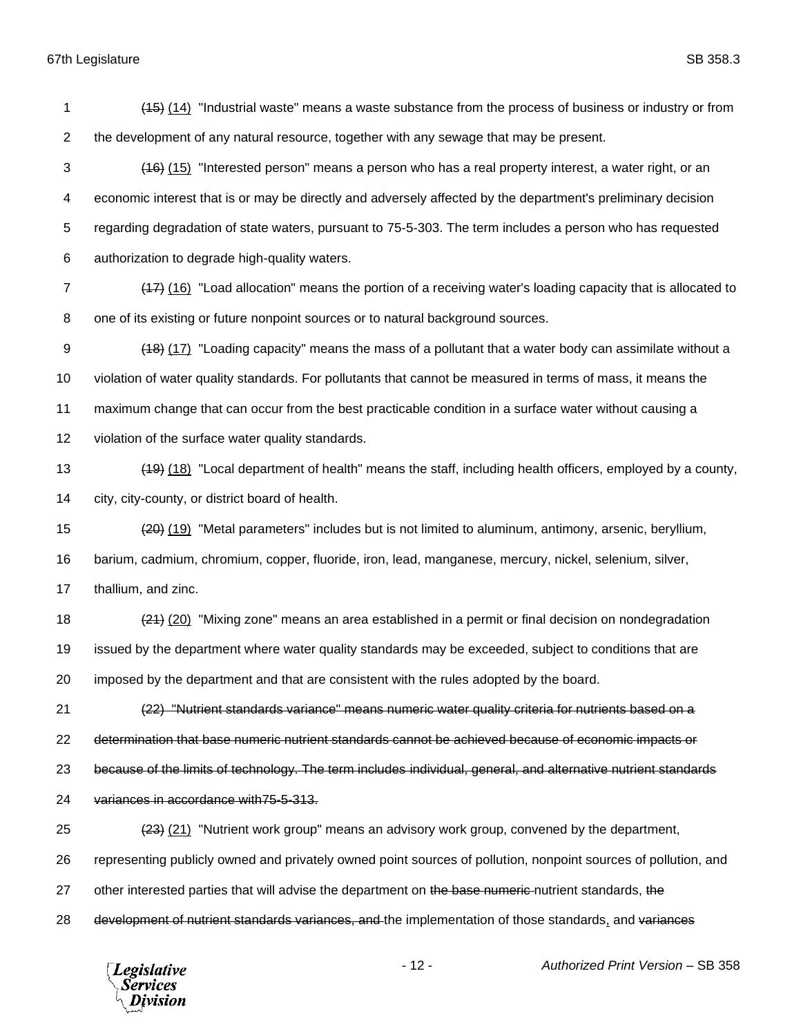~~(15)~~ (14) "Industrial waste" means a waste substance from the process of business or industry or from the development of any natural resource, together with any sewage that may be present.

~~(16)~~ (15) "Interested person" means a person who has a real property interest, a water right, or an economic interest that is or may be directly and adversely affected by the department's preliminary decision regarding degradation of state waters, pursuant to 75-5-303. The term includes a person who has requested authorization to degrade high-quality waters.

~~(17)~~ (16) "Load allocation" means the portion of a receiving water's loading capacity that is allocated to one of its existing or future nonpoint sources or to natural background sources.

~~(18)~~ (17) "Loading capacity" means the mass of a pollutant that a water body can assimilate without a violation of water quality standards. For pollutants that cannot be measured in terms of mass, it means the maximum change that can occur from the best practicable condition in a surface water without causing a violation of the surface water quality standards.

~~(19)~~ (18) "Local department of health" means the staff, including health officers, employed by a county, city, city-county, or district board of health.

~~(20)~~ (19) "Metal parameters" includes but is not limited to aluminum, antimony, arsenic, beryllium, barium, cadmium, chromium, copper, fluoride, iron, lead, manganese, mercury, nickel, selenium, silver, thallium, and zinc.

~~(21)~~ (20) "Mixing zone" means an area established in a permit or final decision on nondegradation issued by the department where water quality standards may be exceeded, subject to conditions that are imposed by the department and that are consistent with the rules adopted by the board.

~~(22) "Nutrient standards variance" means numeric water quality criteria for nutrients based on a determination that base numeric nutrient standards cannot be achieved because of economic impacts or because of the limits of technology. The term includes individual, general, and alternative nutrient standards variances in accordance with75-5-313.~~

~~(23)~~ (21) "Nutrient work group" means an advisory work group, convened by the department, representing publicly owned and privately owned point sources of pollution, nonpoint sources of pollution, and other interested parties that will advise the department on ~~the base numeric~~ nutrient standards, ~~the development of nutrient standards variances, and~~ the implementation of those standards, and ~~variances~~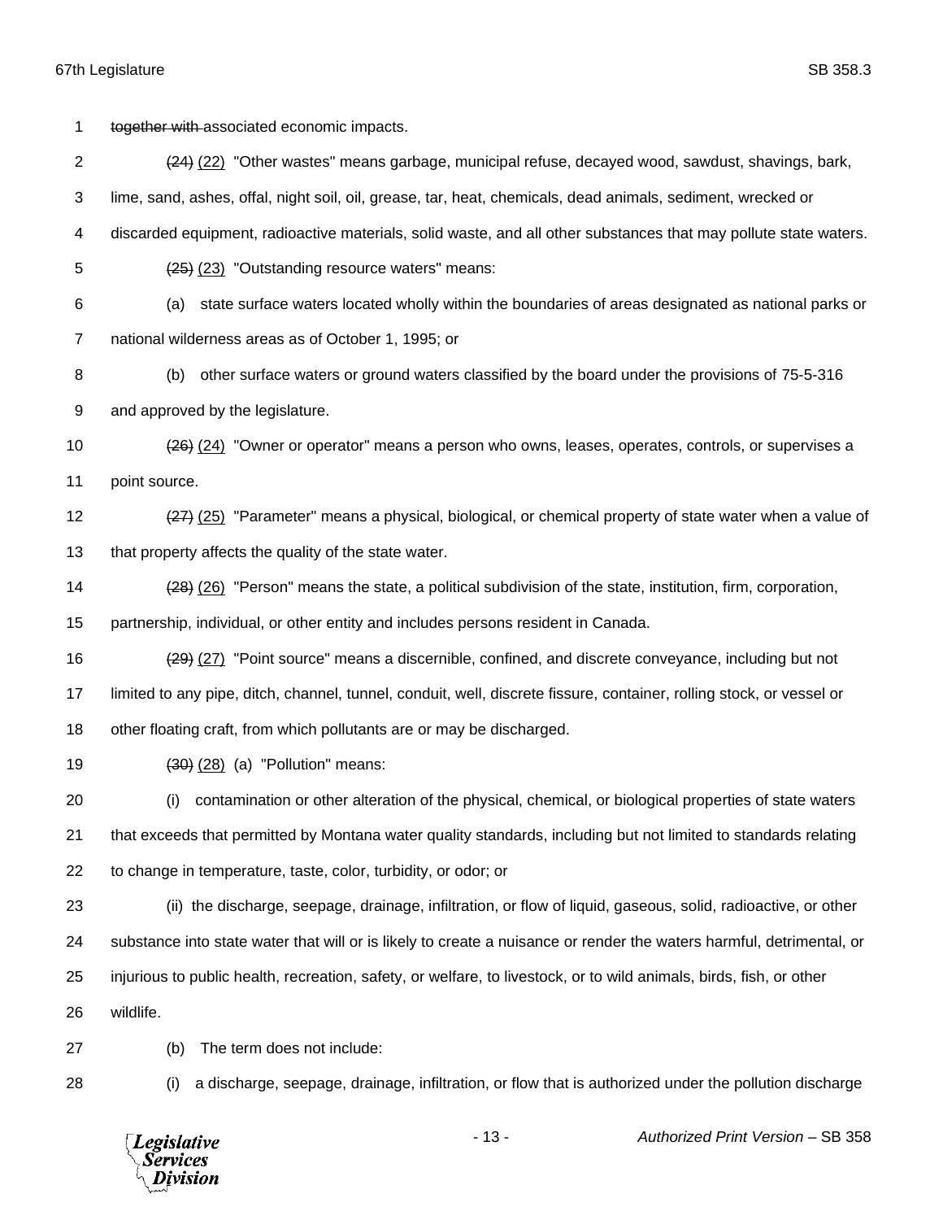~~together with~~ associated economic impacts.

~~(24)~~ (22) "Other wastes" means garbage, municipal refuse, decayed wood, sawdust, shavings, bark, lime, sand, ashes, offal, night soil, oil, grease, tar, heat, chemicals, dead animals, sediment, wrecked or discarded equipment, radioactive materials, solid waste, and all other substances that may pollute state waters.

~~(25)~~ (23) "Outstanding resource waters" means:

(a) state surface waters located wholly within the boundaries of areas designated as national parks or national wilderness areas as of October 1, 1995; or

(b) other surface waters or ground waters classified by the board under the provisions of 75-5-316 and approved by the legislature.

~~(26)~~ (24) "Owner or operator" means a person who owns, leases, operates, controls, or supervises a point source.

~~(27)~~ (25) "Parameter" means a physical, biological, or chemical property of state water when a value of that property affects the quality of the state water.

~~(28)~~ (26) "Person" means the state, a political subdivision of the state, institution, firm, corporation, partnership, individual, or other entity and includes persons resident in Canada.

~~(29)~~ (27) "Point source" means a discernible, confined, and discrete conveyance, including but not limited to any pipe, ditch, channel, tunnel, conduit, well, discrete fissure, container, rolling stock, or vessel or other floating craft, from which pollutants are or may be discharged.

~~(30)~~ (28) (a) "Pollution" means:

(i) contamination or other alteration of the physical, chemical, or biological properties of state waters that exceeds that permitted by Montana water quality standards, including but not limited to standards relating to change in temperature, taste, color, turbidity, or odor; or

(ii) the discharge, seepage, drainage, infiltration, or flow of liquid, gaseous, solid, radioactive, or other substance into state water that will or is likely to create a nuisance or render the waters harmful, detrimental, or injurious to public health, recreation, safety, or welfare, to livestock, or to wild animals, birds, fish, or other wildlife.

(b) The term does not include:

(i) a discharge, seepage, drainage, infiltration, or flow that is authorized under the pollution discharge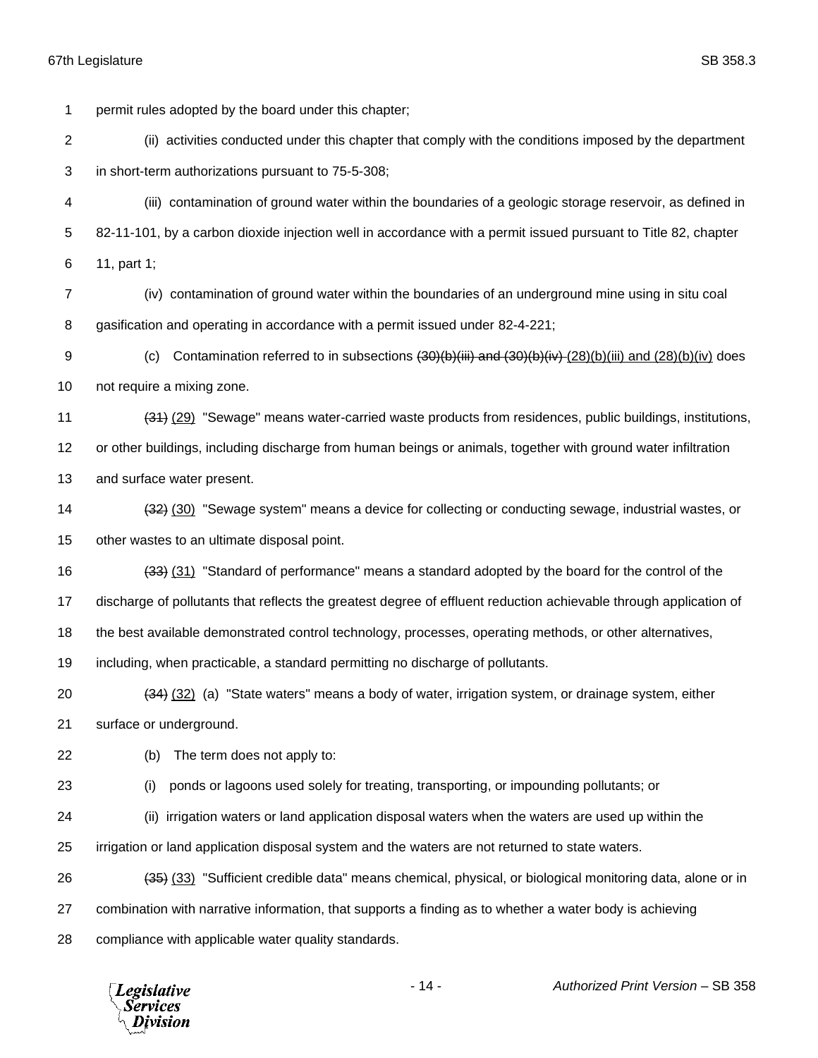permit rules adopted by the board under this chapter;

(ii) activities conducted under this chapter that comply with the conditions imposed by the department in short-term authorizations pursuant to 75-5-308;

(iii) contamination of ground water within the boundaries of a geologic storage reservoir, as defined in 82-11-101, by a carbon dioxide injection well in accordance with a permit issued pursuant to Title 82, chapter 11, part 1;

(iv) contamination of ground water within the boundaries of an underground mine using in situ coal gasification and operating in accordance with a permit issued under 82-4-221;

(c) Contamination referred to in subsections ~~(30)(b)(iii) and (30)(b)(iv)~~ (28)(b)(iii) and (28)(b)(iv) does not require a mixing zone.

~~(31)~~ (29) "Sewage" means water-carried waste products from residences, public buildings, institutions, or other buildings, including discharge from human beings or animals, together with ground water infiltration and surface water present.

~~(32)~~ (30) "Sewage system" means a device for collecting or conducting sewage, industrial wastes, or other wastes to an ultimate disposal point.

~~(33)~~ (31) "Standard of performance" means a standard adopted by the board for the control of the discharge of pollutants that reflects the greatest degree of effluent reduction achievable through application of the best available demonstrated control technology, processes, operating methods, or other alternatives, including, when practicable, a standard permitting no discharge of pollutants.

~~(34)~~ (32) (a) "State waters" means a body of water, irrigation system, or drainage system, either surface or underground.

(b) The term does not apply to:

(i) ponds or lagoons used solely for treating, transporting, or impounding pollutants; or

(ii) irrigation waters or land application disposal waters when the waters are used up within the irrigation or land application disposal system and the waters are not returned to state waters.

~~(35)~~ (33) "Sufficient credible data" means chemical, physical, or biological monitoring data, alone or in combination with narrative information, that supports a finding as to whether a water body is achieving compliance with applicable water quality standards.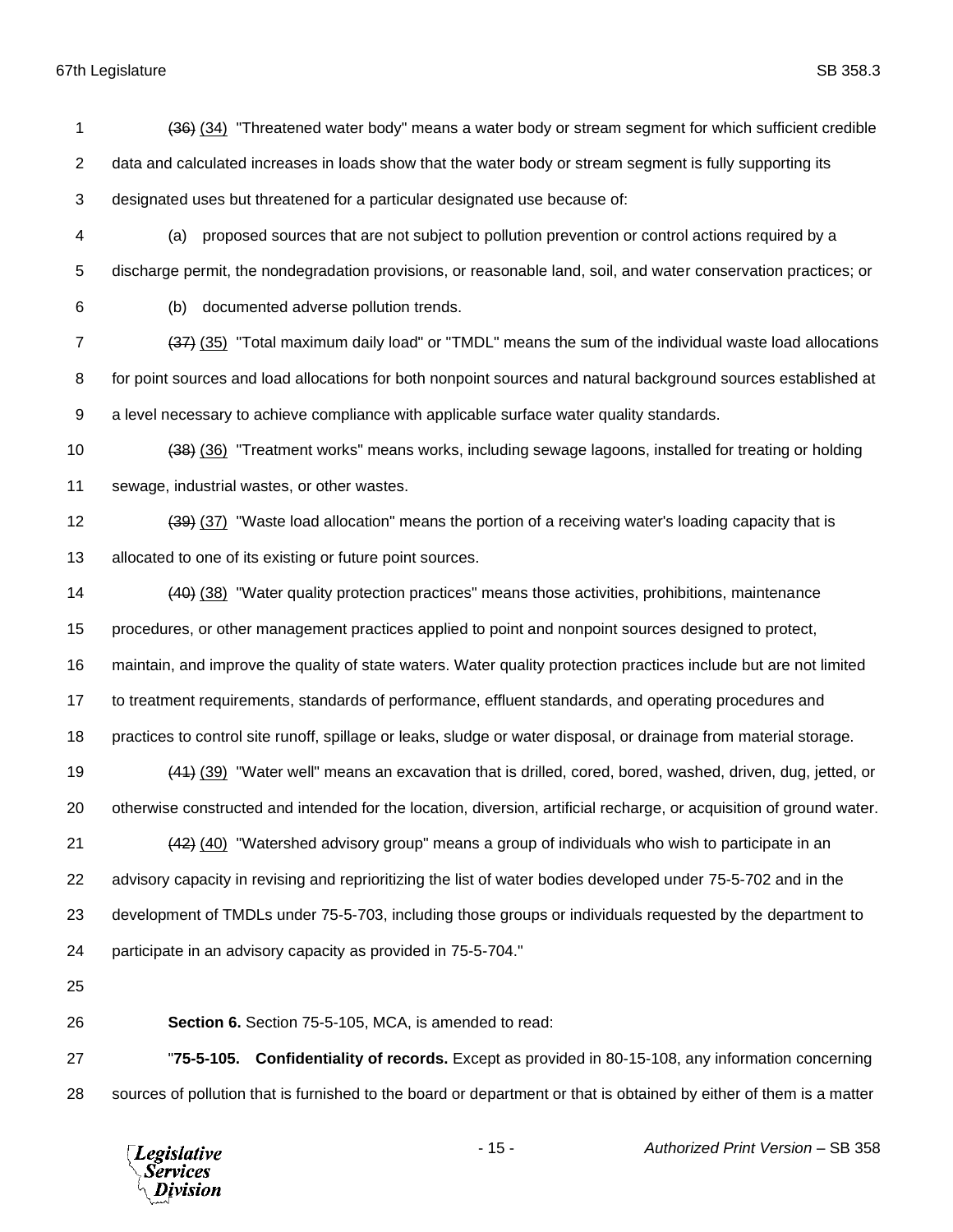~~(36)~~ (34) "Threatened water body" means a water body or stream segment for which sufficient credible data and calculated increases in loads show that the water body or stream segment is fully supporting its designated uses but threatened for a particular designated use because of:

(a) proposed sources that are not subject to pollution prevention or control actions required by a discharge permit, the nondegradation provisions, or reasonable land, soil, and water conservation practices; or

(b) documented adverse pollution trends.

~~(37)~~ (35) "Total maximum daily load" or "TMDL" means the sum of the individual waste load allocations for point sources and load allocations for both nonpoint sources and natural background sources established at a level necessary to achieve compliance with applicable surface water quality standards.

~~(38)~~ (36) "Treatment works" means works, including sewage lagoons, installed for treating or holding sewage, industrial wastes, or other wastes.

~~(39)~~ (37) "Waste load allocation" means the portion of a receiving water's loading capacity that is allocated to one of its existing or future point sources.

~~(40)~~ (38) "Water quality protection practices" means those activities, prohibitions, maintenance procedures, or other management practices applied to point and nonpoint sources designed to protect, maintain, and improve the quality of state waters. Water quality protection practices include but are not limited to treatment requirements, standards of performance, effluent standards, and operating procedures and practices to control site runoff, spillage or leaks, sludge or water disposal, or drainage from material storage.

~~(41)~~ (39) "Water well" means an excavation that is drilled, cored, bored, washed, driven, dug, jetted, or otherwise constructed and intended for the location, diversion, artificial recharge, or acquisition of ground water.

~~(42)~~ (40) "Watershed advisory group" means a group of individuals who wish to participate in an advisory capacity in revising and reprioritizing the list of water bodies developed under 75-5-702 and in the development of TMDLs under 75-5-703, including those groups or individuals requested by the department to participate in an advisory capacity as provided in 75-5-704."

**Section 6.** Section 75-5-105, MCA, is amended to read:

"**75-5-105. Confidentiality of records.** Except as provided in 80-15-108, any information concerning sources of pollution that is furnished to the board or department or that is obtained by either of them is a matter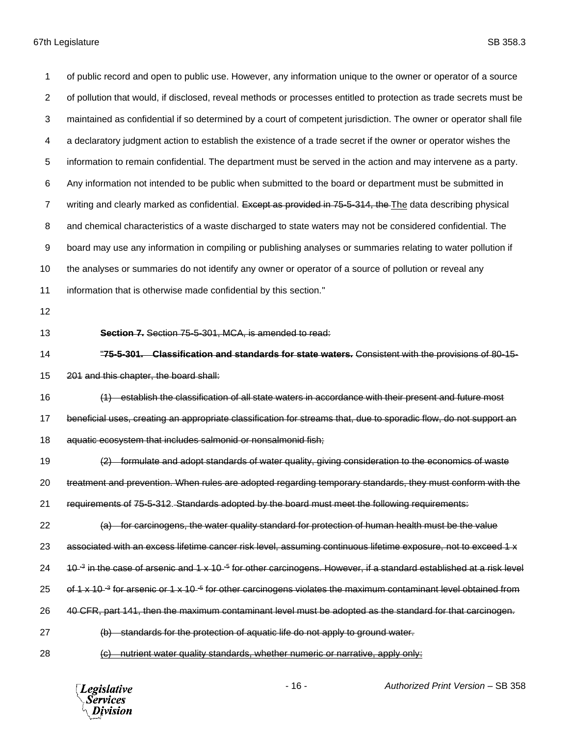of public record and open to public use. However, any information unique to the owner or operator of a source of pollution that would, if disclosed, reveal methods or processes entitled to protection as trade secrets must be maintained as confidential if so determined by a court of competent jurisdiction. The owner or operator shall file a declaratory judgment action to establish the existence of a trade secret if the owner or operator wishes the information to remain confidential. The department must be served in the action and may intervene as a party. Any information not intended to be public when submitted to the board or department must be submitted in writing and clearly marked as confidential. ~~Except as provided in 75-5-314, the~~ The data describing physical and chemical characteristics of a waste discharged to state waters may not be considered confidential. The board may use any information in compiling or publishing analyses or summaries relating to water pollution if the analyses or summaries do not identify any owner or operator of a source of pollution or reveal any information that is otherwise made confidential by this section."

~~**Section 7.** Section 75-5-301, MCA, is amended to read:~~

~~"**75-5-301. Classification and standards for state waters.** Consistent with the provisions of 80-15-201 and this chapter, the board shall:~~

~~(1) establish the classification of all state waters in accordance with their present and future most beneficial uses, creating an appropriate classification for streams that, due to sporadic flow, do not support an aquatic ecosystem that includes salmonid or nonsalmonid fish;~~

~~(2) formulate and adopt standards of water quality, giving consideration to the economics of waste treatment and prevention. When rules are adopted regarding temporary standards, they must conform with the requirements of 75-5-312. Standards adopted by the board must meet the following requirements:~~

~~(a) for carcinogens, the water quality standard for protection of human health must be the value associated with an excess lifetime cancer risk level, assuming continuous lifetime exposure, not to exceed 1 x $10^{-3}$ in the case of arsenic and 1 x $10^{-5}$ for other carcinogens. However, if a standard established at a risk level of 1 x $10^{-3}$ for arsenic or 1 x $10^{-5}$ for other carcinogens violates the maximum contaminant level obtained from 40 CFR, part 141, then the maximum contaminant level must be adopted as the standard for that carcinogen.~~

~~(b) standards for the protection of aquatic life do not apply to ground water.~~

~~(c) nutrient water quality standards, whether numeric or narrative, apply only:~~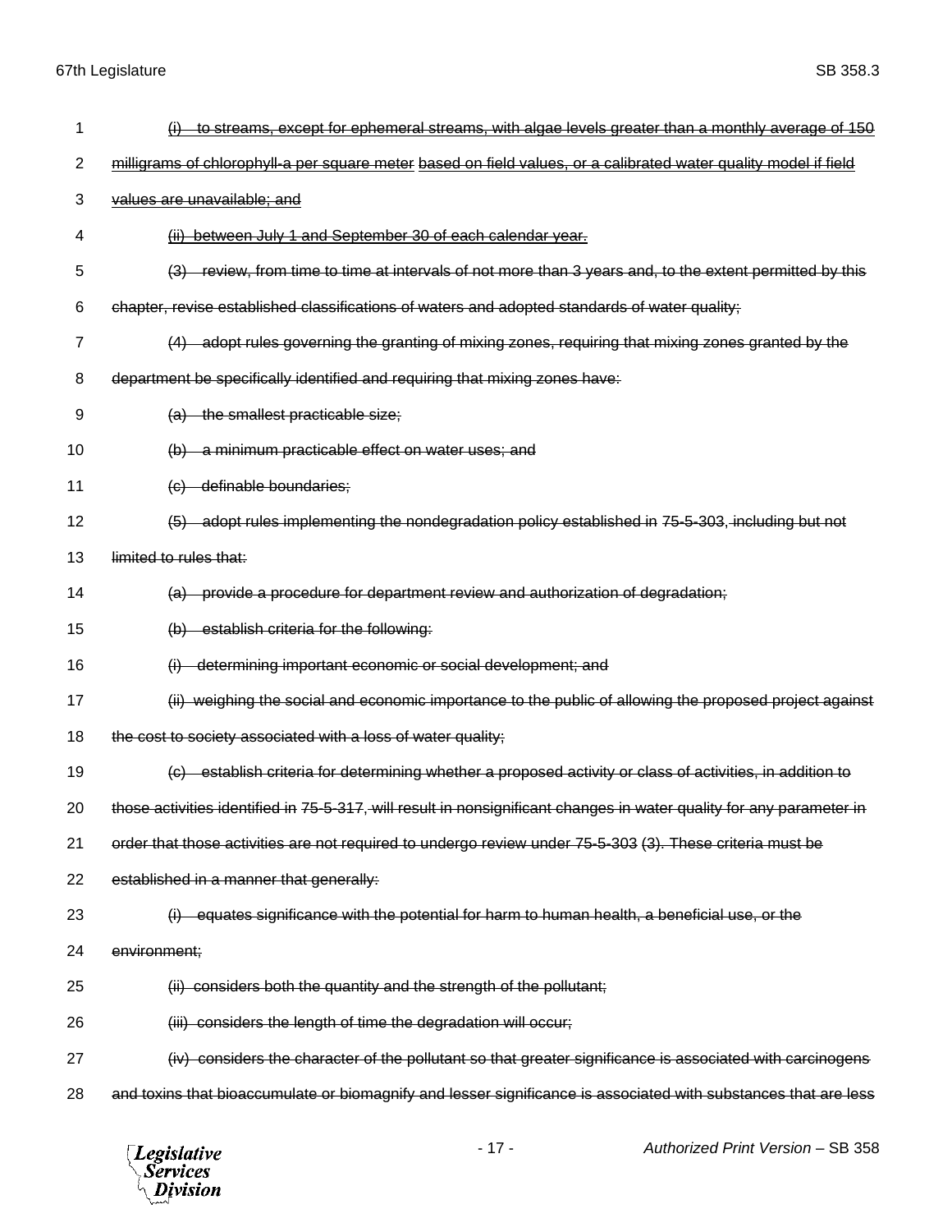1 ~~(i) to streams, except for ephemeral streams, with algae levels greater than a monthly average of 150~~

2 ~~milligrams of chlorophyll-a per square meter~~ ~~based on field values, or a calibrated water quality model if field~~

3 ~~values are unavailable; and~~

4 ~~(ii) between July 1 and September 30 of each calendar year.~~

5 ~~(3) review, from time to time at intervals of not more than 3 years and, to the extent permitted by this~~

6 ~~chapter, revise established classifications of waters and adopted standards of water quality;~~

7 ~~(4) adopt rules governing the granting of mixing zones, requiring that mixing zones granted by the~~

8 ~~department be specifically identified and requiring that mixing zones have:~~

9 ~~(a) the smallest practicable size;~~

10 ~~(b) a minimum practicable effect on water uses; and~~

11 ~~(c) definable boundaries;~~

12 ~~(5) adopt rules implementing the nondegradation policy established in 75-5-303, including but not~~

13 ~~limited to rules that:~~

14 ~~(a) provide a procedure for department review and authorization of degradation;~~

15 ~~(b) establish criteria for the following:~~

16 ~~(i) determining important economic or social development; and~~

17 ~~(ii) weighing the social and economic importance to the public of allowing the proposed project against~~

18 ~~the cost to society associated with a loss of water quality;~~

19 ~~(c) establish criteria for determining whether a proposed activity or class of activities, in addition to~~

20 ~~those activities identified in 75-5-317, will result in nonsignificant changes in water quality for any parameter in~~

21 ~~order that those activities are not required to undergo review under 75-5-303 (3). These criteria must be~~

22 ~~established in a manner that generally:~~

23 ~~(i) equates significance with the potential for harm to human health, a beneficial use, or the~~

24 ~~environment;~~

25 ~~(ii) considers both the quantity and the strength of the pollutant;~~

26 ~~(iii) considers the length of time the degradation will occur;~~

27 ~~(iv) considers the character of the pollutant so that greater significance is associated with carcinogens~~

28 ~~and toxins that bioaccumulate or biomagnify and lesser significance is associated with substances that are less~~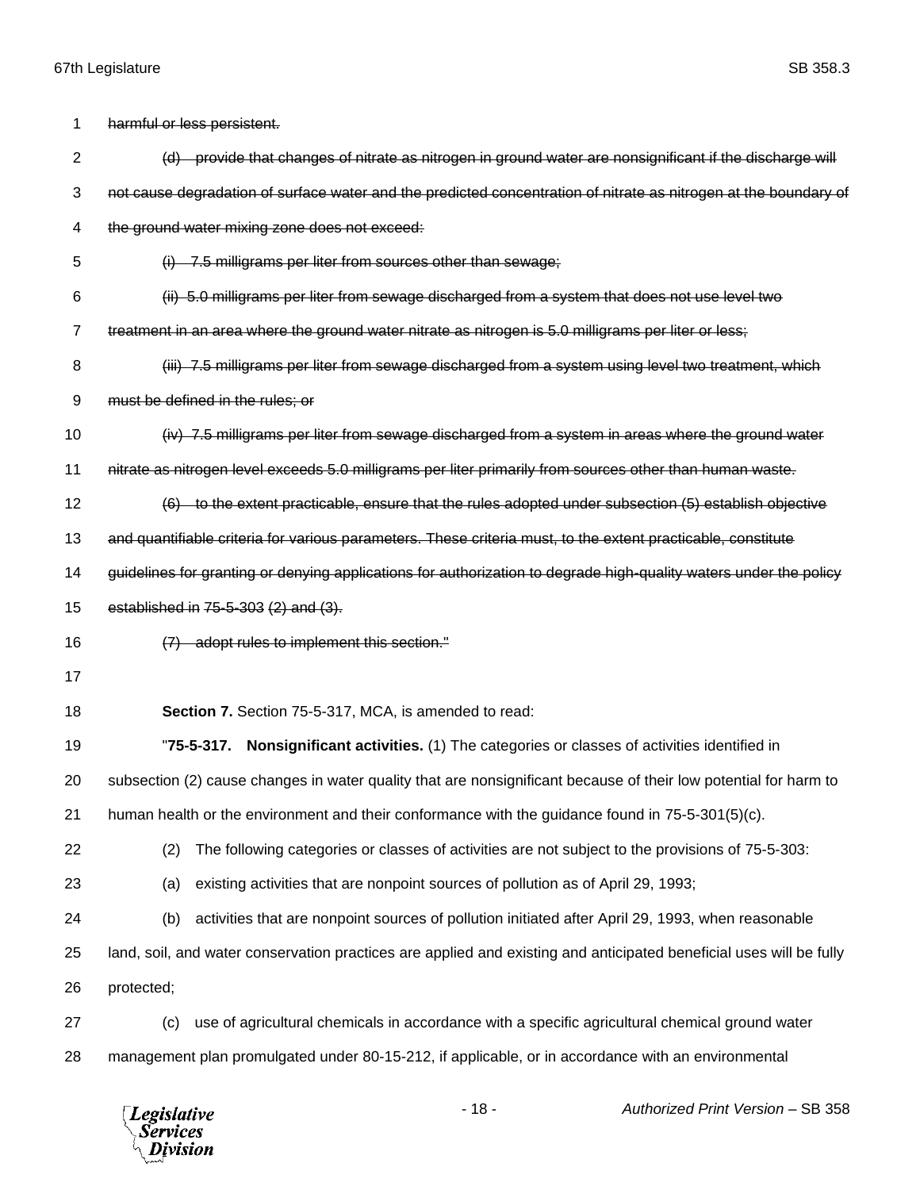~~harmful or less persistent.~~

~~(d) provide that changes of nitrate as nitrogen in ground water are nonsignificant if the discharge will not cause degradation of surface water and the predicted concentration of nitrate as nitrogen at the boundary of the ground water mixing zone does not exceed:~~

~~(i) 7.5 milligrams per liter from sources other than sewage;~~

~~(ii) 5.0 milligrams per liter from sewage discharged from a system that does not use level two treatment in an area where the ground water nitrate as nitrogen is 5.0 milligrams per liter or less;~~

~~(iii) 7.5 milligrams per liter from sewage discharged from a system using level two treatment, which must be defined in the rules; or~~

~~(iv) 7.5 milligrams per liter from sewage discharged from a system in areas where the ground water nitrate as nitrogen level exceeds 5.0 milligrams per liter primarily from sources other than human waste.~~

~~(6) to the extent practicable, ensure that the rules adopted under subsection (5) establish objective and quantifiable criteria for various parameters. These criteria must, to the extent practicable, constitute guidelines for granting or denying applications for authorization to degrade high-quality waters under the policy established in 75-5-303 (2) and (3).~~

~~(7) adopt rules to implement this section."~~

**Section 7.** Section 75-5-317, MCA, is amended to read:

"**75-5-317. Nonsignificant activities.** (1) The categories or classes of activities identified in subsection (2) cause changes in water quality that are nonsignificant because of their low potential for harm to human health or the environment and their conformance with the guidance found in 75-5-301(5)(c).

(2) The following categories or classes of activities are not subject to the provisions of 75-5-303:

(a) existing activities that are nonpoint sources of pollution as of April 29, 1993;

(b) activities that are nonpoint sources of pollution initiated after April 29, 1993, when reasonable land, soil, and water conservation practices are applied and existing and anticipated beneficial uses will be fully protected;

(c) use of agricultural chemicals in accordance with a specific agricultural chemical ground water management plan promulgated under 80-15-212, if applicable, or in accordance with an environmental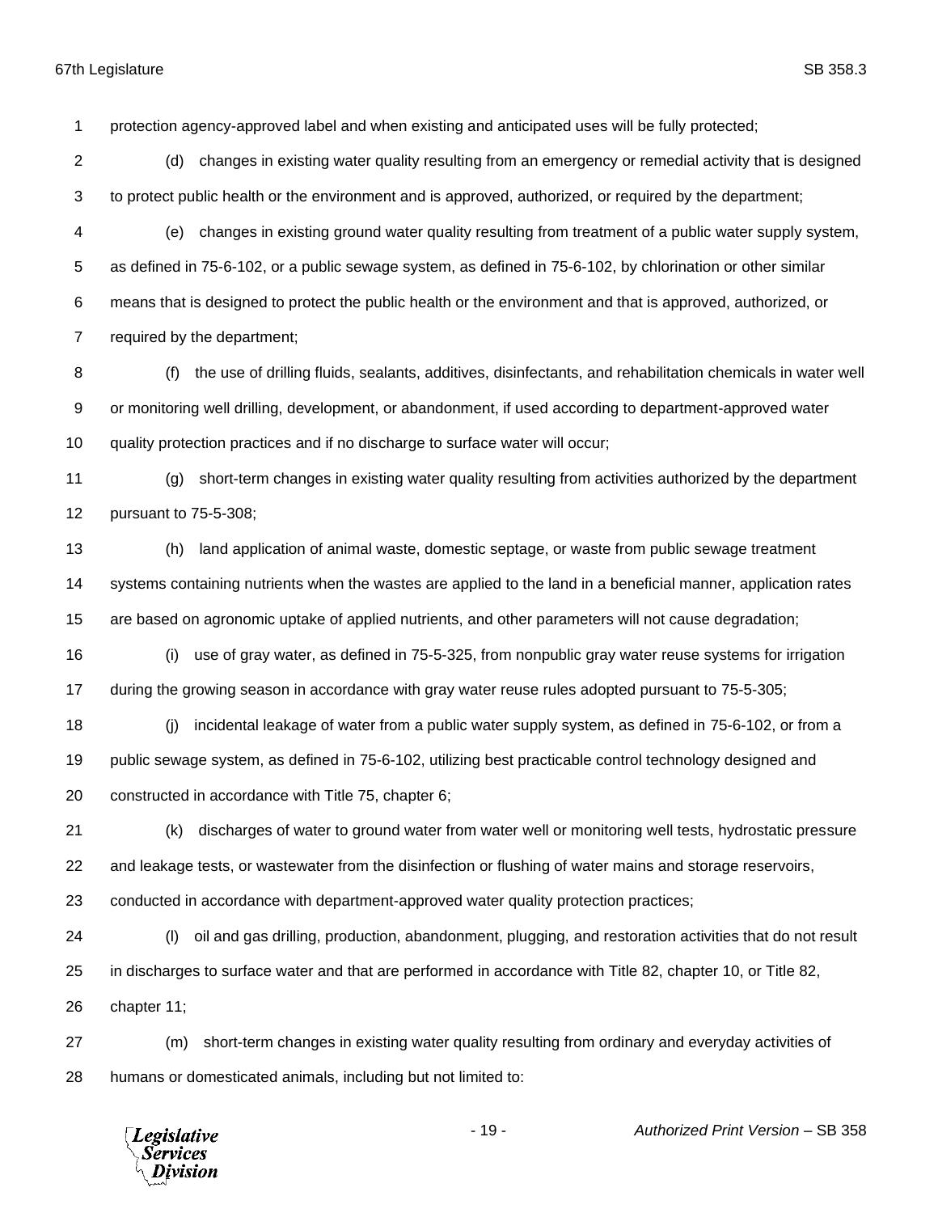protection agency-approved label and when existing and anticipated uses will be fully protected;

(d) changes in existing water quality resulting from an emergency or remedial activity that is designed to protect public health or the environment and is approved, authorized, or required by the department;

(e) changes in existing ground water quality resulting from treatment of a public water supply system, as defined in 75-6-102, or a public sewage system, as defined in 75-6-102, by chlorination or other similar means that is designed to protect the public health or the environment and that is approved, authorized, or required by the department;

(f) the use of drilling fluids, sealants, additives, disinfectants, and rehabilitation chemicals in water well or monitoring well drilling, development, or abandonment, if used according to department-approved water quality protection practices and if no discharge to surface water will occur;

(g) short-term changes in existing water quality resulting from activities authorized by the department pursuant to 75-5-308;

(h) land application of animal waste, domestic septage, or waste from public sewage treatment systems containing nutrients when the wastes are applied to the land in a beneficial manner, application rates are based on agronomic uptake of applied nutrients, and other parameters will not cause degradation;

(i) use of gray water, as defined in 75-5-325, from nonpublic gray water reuse systems for irrigation during the growing season in accordance with gray water reuse rules adopted pursuant to 75-5-305;

(j) incidental leakage of water from a public water supply system, as defined in 75-6-102, or from a public sewage system, as defined in 75-6-102, utilizing best practicable control technology designed and constructed in accordance with Title 75, chapter 6;

(k) discharges of water to ground water from water well or monitoring well tests, hydrostatic pressure and leakage tests, or wastewater from the disinfection or flushing of water mains and storage reservoirs, conducted in accordance with department-approved water quality protection practices;

(l) oil and gas drilling, production, abandonment, plugging, and restoration activities that do not result in discharges to surface water and that are performed in accordance with Title 82, chapter 10, or Title 82, chapter 11;

(m) short-term changes in existing water quality resulting from ordinary and everyday activities of humans or domesticated animals, including but not limited to: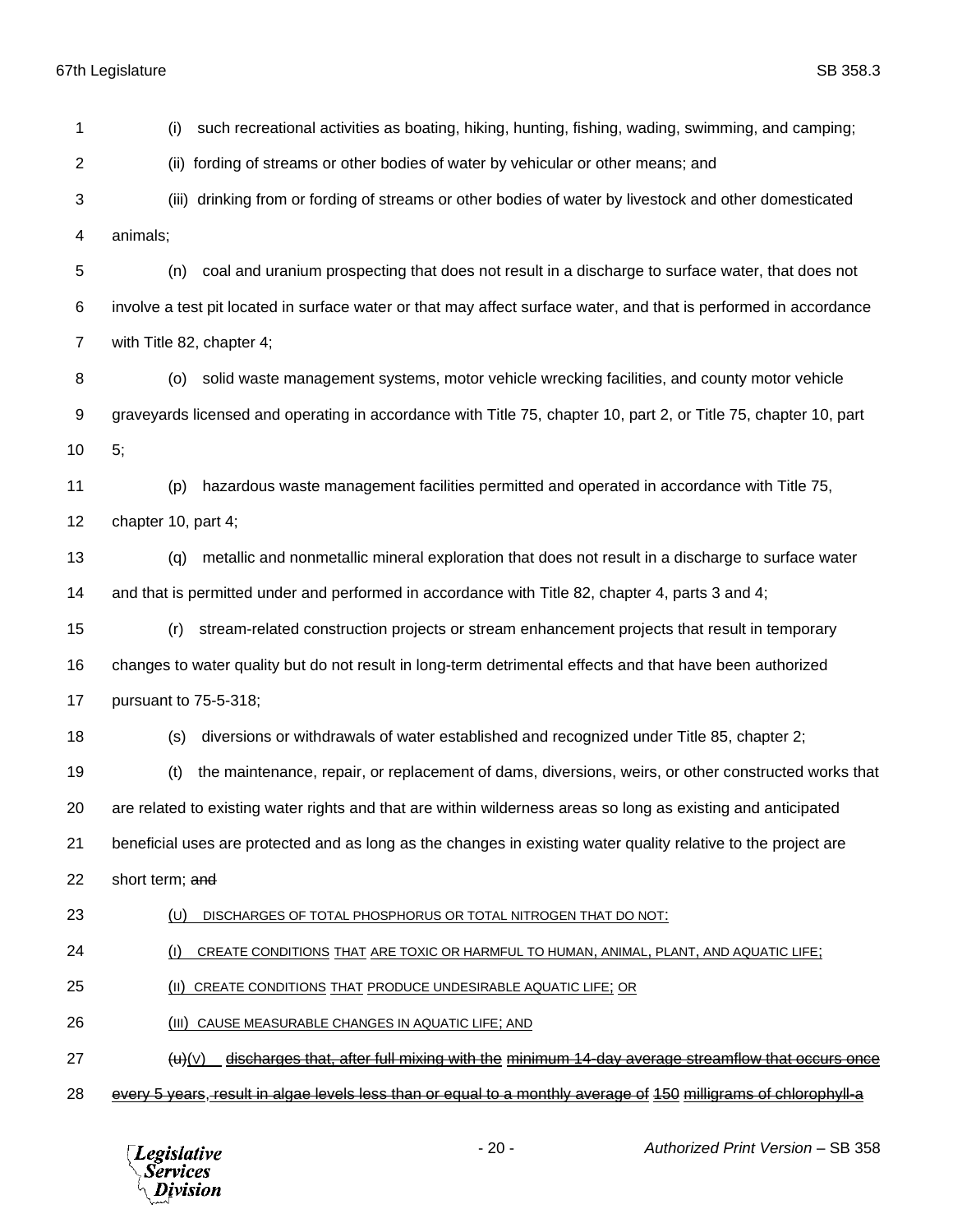(i) such recreational activities as boating, hiking, hunting, fishing, wading, swimming, and camping;

(ii) fording of streams or other bodies of water by vehicular or other means; and

(iii) drinking from or fording of streams or other bodies of water by livestock and other domesticated animals;

(n) coal and uranium prospecting that does not result in a discharge to surface water, that does not involve a test pit located in surface water or that may affect surface water, and that is performed in accordance with Title 82, chapter 4;

(o) solid waste management systems, motor vehicle wrecking facilities, and county motor vehicle graveyards licensed and operating in accordance with Title 75, chapter 10, part 2, or Title 75, chapter 10, part 5;

(p) hazardous waste management facilities permitted and operated in accordance with Title 75, chapter 10, part 4;

(q) metallic and nonmetallic mineral exploration that does not result in a discharge to surface water and that is permitted under and performed in accordance with Title 82, chapter 4, parts 3 and 4;

(r) stream-related construction projects or stream enhancement projects that result in temporary changes to water quality but do not result in long-term detrimental effects and that have been authorized pursuant to 75-5-318;

(s) diversions or withdrawals of water established and recognized under Title 85, chapter 2;

(t) the maintenance, repair, or replacement of dams, diversions, weirs, or other constructed works that are related to existing water rights and that are within wilderness areas so long as existing and anticipated beneficial uses are protected and as long as the changes in existing water quality relative to the project are short term; ~~and~~

(U) DISCHARGES OF TOTAL PHOSPHORUS OR TOTAL NITROGEN THAT DO NOT:

(I) CREATE CONDITIONS THAT ARE TOXIC OR HARMFUL TO HUMAN, ANIMAL, PLANT, AND AQUATIC LIFE;

(II) CREATE CONDITIONS THAT PRODUCE UNDESIRABLE AQUATIC LIFE; OR

(III) CAUSE MEASURABLE CHANGES IN AQUATIC LIFE; AND

~~(u)~~(V) ~~discharges that, after full mixing with the minimum 14-day average streamflow that occurs once every 5 years, result in algae levels less than or equal to a monthly average of 150 milligrams of chlorophyll-a~~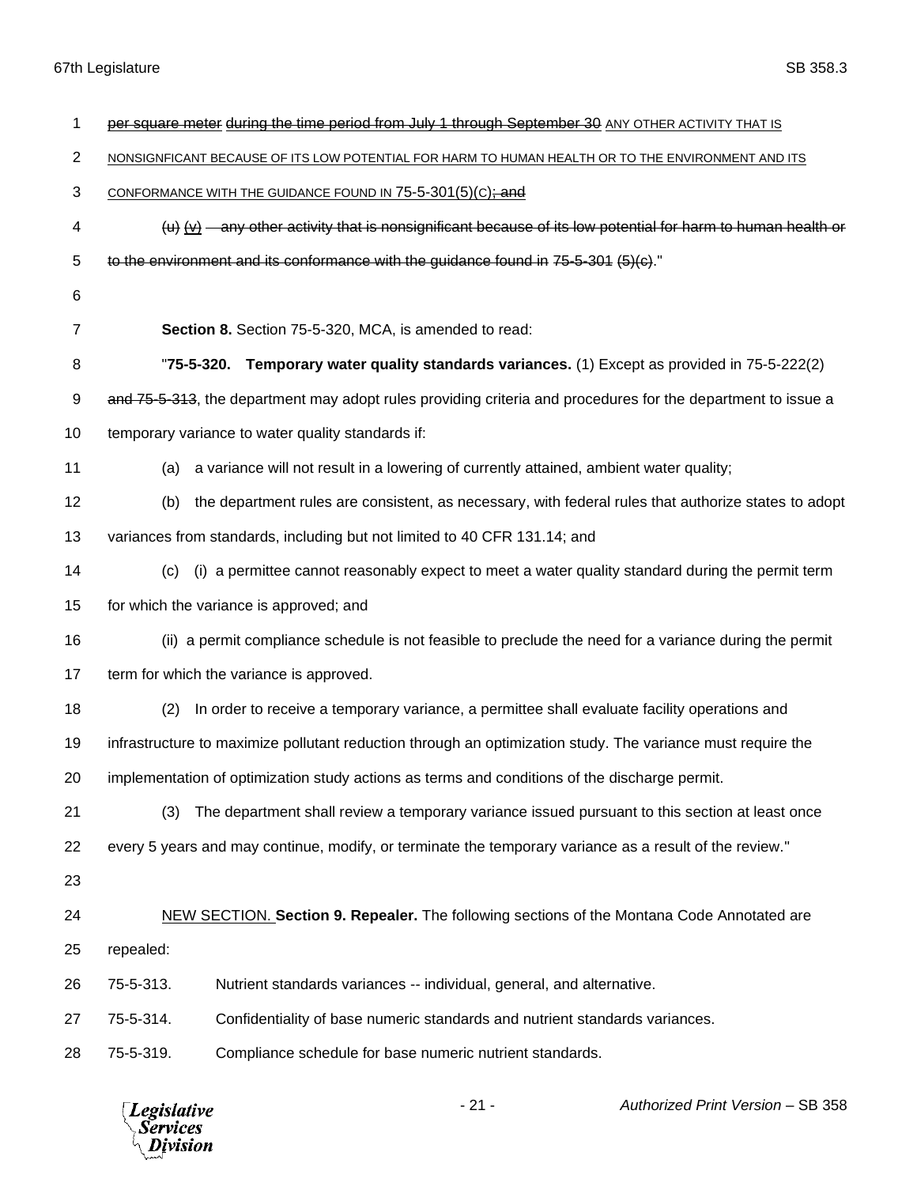~~per square meter~~ ~~during the time period from July 1 through September 30~~ ANY OTHER ACTIVITY THAT IS NONSIGNFICANT BECAUSE OF ITS LOW POTENTIAL FOR HARM TO HUMAN HEALTH OR TO THE ENVIRONMENT AND ITS CONFORMANCE WITH THE GUIDANCE FOUND IN 75-5-301(5)(C)~~; and~~

~~(u)~~ ~~(v)~~ ~~any other activity that is nonsignificant because of its low potential for harm to human health or to the environment and its conformance with the guidance found in 75-5-301 (5)(c)~~."

**Section 8.** Section 75-5-320, MCA, is amended to read:

"**75-5-320. Temporary water quality standards variances.** (1) Except as provided in 75-5-222(2) ~~and 75-5-313~~, the department may adopt rules providing criteria and procedures for the department to issue a temporary variance to water quality standards if:

(a) a variance will not result in a lowering of currently attained, ambient water quality;

(b) the department rules are consistent, as necessary, with federal rules that authorize states to adopt variances from standards, including but not limited to 40 CFR 131.14; and

(c) (i) a permittee cannot reasonably expect to meet a water quality standard during the permit term for which the variance is approved; and

(ii) a permit compliance schedule is not feasible to preclude the need for a variance during the permit term for which the variance is approved.

(2) In order to receive a temporary variance, a permittee shall evaluate facility operations and infrastructure to maximize pollutant reduction through an optimization study. The variance must require the implementation of optimization study actions as terms and conditions of the discharge permit.

(3) The department shall review a temporary variance issued pursuant to this section at least once every 5 years and may continue, modify, or terminate the temporary variance as a result of the review."

NEW SECTION. **Section 9. Repealer.** The following sections of the Montana Code Annotated are repealed:

75-5-313. Nutrient standards variances -- individual, general, and alternative.

75-5-314. Confidentiality of base numeric standards and nutrient standards variances.

75-5-319. Compliance schedule for base numeric nutrient standards.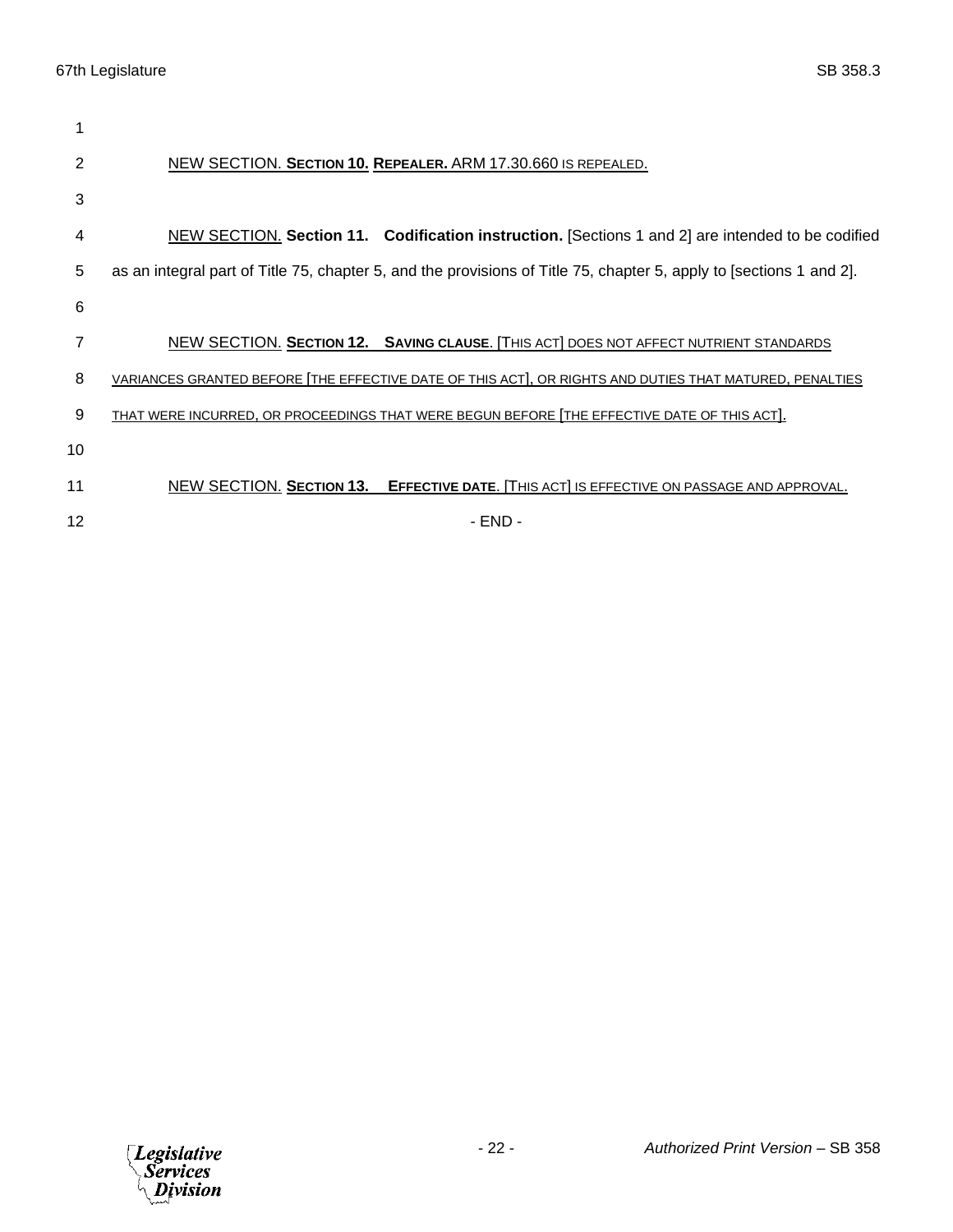NEW SECTION. **SECTION 10. REPEALER.** ARM 17.30.660 IS REPEALED.

NEW SECTION. **Section 11. Codification instruction.** [Sections 1 and 2] are intended to be codified as an integral part of Title 75, chapter 5, and the provisions of Title 75, chapter 5, apply to [sections 1 and 2].

NEW SECTION. **SECTION 12. SAVING CLAUSE**. [THIS ACT] DOES NOT AFFECT NUTRIENT STANDARDS VARIANCES GRANTED BEFORE [THE EFFECTIVE DATE OF THIS ACT], OR RIGHTS AND DUTIES THAT MATURED, PENALTIES THAT WERE INCURRED, OR PROCEEDINGS THAT WERE BEGUN BEFORE [THE EFFECTIVE DATE OF THIS ACT].

NEW SECTION. **SECTION 13. EFFECTIVE DATE**. [THIS ACT] IS EFFECTIVE ON PASSAGE AND APPROVAL.

- END -